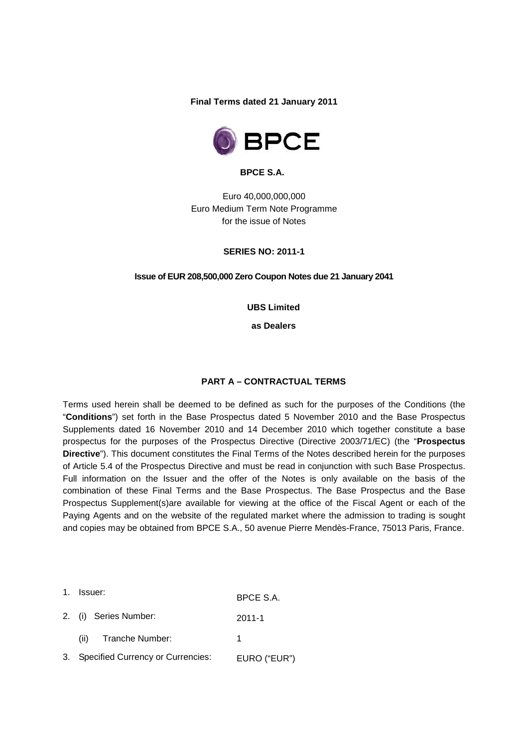**Final Terms dated 21 January 2011**

**BPCE S.A.**

Euro 40,000,000,000
Euro Medium Term Note Programme
for the issue of Notes

**SERIES NO: 2011-1**

**Issue of EUR 208,500,000 Zero Coupon Notes due 21 January 2041**

**UBS Limited**

**as Dealers**

## PART A – CONTRACTUAL TERMS

Terms used herein shall be deemed to be defined as such for the purposes of the Conditions (the "**Conditions**") set forth in the Base Prospectus dated 5 November 2010 and the Base Prospectus Supplements dated 16 November 2010 and 14 December 2010 which together constitute a base prospectus for the purposes of the Prospectus Directive (Directive 2003/71/EC) (the "**Prospectus Directive**"). This document constitutes the Final Terms of the Notes described herein for the purposes of Article 5.4 of the Prospectus Directive and must be read in conjunction with such Base Prospectus. Full information on the Issuer and the offer of the Notes is only available on the basis of the combination of these Final Terms and the Base Prospectus. The Base Prospectus and the Base Prospectus Supplement(s)are available for viewing at the office of the Fiscal Agent or each of the Paying Agents and on the website of the regulated market where the admission to trading is sought and copies may be obtained from BPCE S.A., 50 avenue Pierre Mendès-France, 75013 Paris, France.

| | | |
|---|---|---|
| 1. | Issuer: | BPCE S.A. |
| 2. | (i) Series Number: | 2011-1 |
| | (ii) Tranche Number: | 1 |
| 3. | Specified Currency or Currencies: | EURO ("EUR") |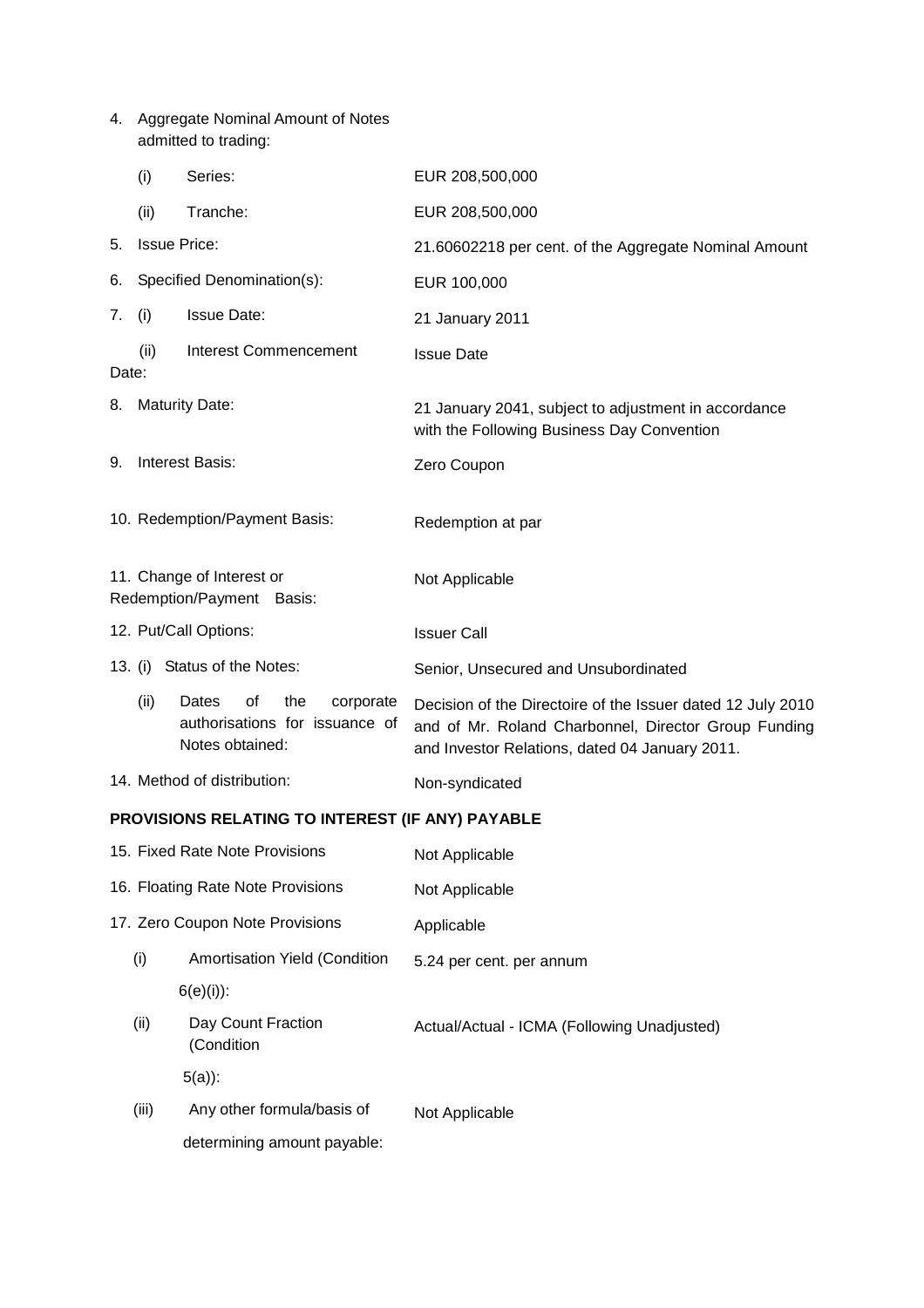| | |
|---|---|
| 4. Aggregate Nominal Amount of Notes admitted to trading: | |
| (i) Series: | EUR 208,500,000 |
| (ii) Tranche: | EUR 208,500,000 |
| 5. Issue Price: | 21.60602218 per cent. of the Aggregate Nominal Amount |
| 6. Specified Denomination(s): | EUR 100,000 |
| 7. (i) Issue Date: | 21 January 2011 |
| (ii) Interest Commencement Date: | Issue Date |
| 8. Maturity Date: | 21 January 2041, subject to adjustment in accordance with the Following Business Day Convention |
| 9. Interest Basis: | Zero Coupon |
| 10. Redemption/Payment Basis: | Redemption at par |
| 11. Change of Interest or Redemption/Payment Basis: | Not Applicable |
| 12. Put/Call Options: | Issuer Call |
| 13. (i) Status of the Notes: | Senior, Unsecured and Unsubordinated |
| (ii) Dates of the corporate authorisations for issuance of Notes obtained: | Decision of the Directoire of the Issuer dated 12 July 2010 and of Mr. Roland Charbonnel, Director Group Funding and Investor Relations, dated 04 January 2011. |
| 14. Method of distribution: | Non-syndicated |

**PROVISIONS RELATING TO INTEREST (IF ANY) PAYABLE**

| | |
|---|---|
| 15. Fixed Rate Note Provisions | Not Applicable |
| 16. Floating Rate Note Provisions | Not Applicable |
| 17. Zero Coupon Note Provisions | Applicable |
| (i) Amortisation Yield (Condition 6(e)(i)): | 5.24 per cent. per annum |
| (ii) Day Count Fraction (Condition 5(a)): | Actual/Actual - ICMA (Following Unadjusted) |
| (iii) Any other formula/basis of determining amount payable: | Not Applicable |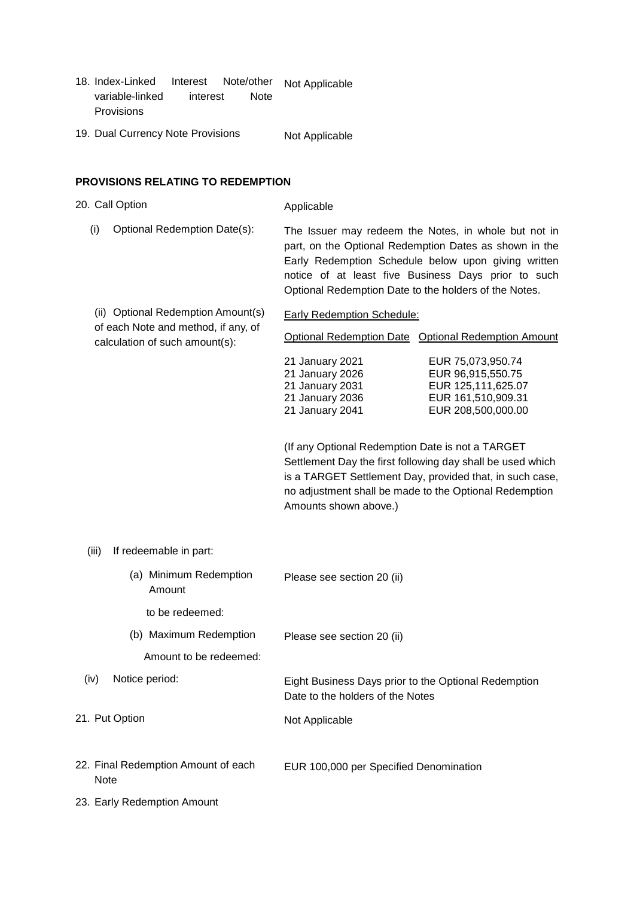| | |
|---|---|
| 18. Index-Linked Interest Note/other variable-linked interest Note Provisions | Not Applicable |
| 19. Dual Currency Note Provisions | Not Applicable |

**PROVISIONS RELATING TO REDEMPTION**

| | |
|---|---|
| 20. Call Option | Applicable |
| (i) Optional Redemption Date(s): | The Issuer may redeem the Notes, in whole but not in part, on the Optional Redemption Dates as shown in the Early Redemption Schedule below upon giving written notice of at least five Business Days prior to such Optional Redemption Date to the holders of the Notes. |
| (ii) Optional Redemption Amount(s) of each Note and method, if any, of calculation of such amount(s): | Early Redemption Schedule: |

| Optional Redemption Date | Optional Redemption Amount |
|---|---|
| 21 January 2021 | EUR 75,073,950.74 |
| 21 January 2026 | EUR 96,915,550.75 |
| 21 January 2031 | EUR 125,111,625.07 |
| 21 January 2036 | EUR 161,510,909.31 |
| 21 January 2041 | EUR 208,500,000.00 |

(If any Optional Redemption Date is not a TARGET Settlement Day the first following day shall be used which is a TARGET Settlement Day, provided that, in such case, no adjustment shall be made to the Optional Redemption Amounts shown above.)

| | |
|---|---|
| (iii) If redeemable in part: | |
| (a) Minimum Redemption Amount to be redeemed: | Please see section 20 (ii) |
| (b) Maximum Redemption Amount to be redeemed: | Please see section 20 (ii) |
| (iv) Notice period: | Eight Business Days prior to the Optional Redemption Date to the holders of the Notes |
| 21. Put Option | Not Applicable |
| 22. Final Redemption Amount of each Note | EUR 100,000 per Specified Denomination |
| 23. Early Redemption Amount | |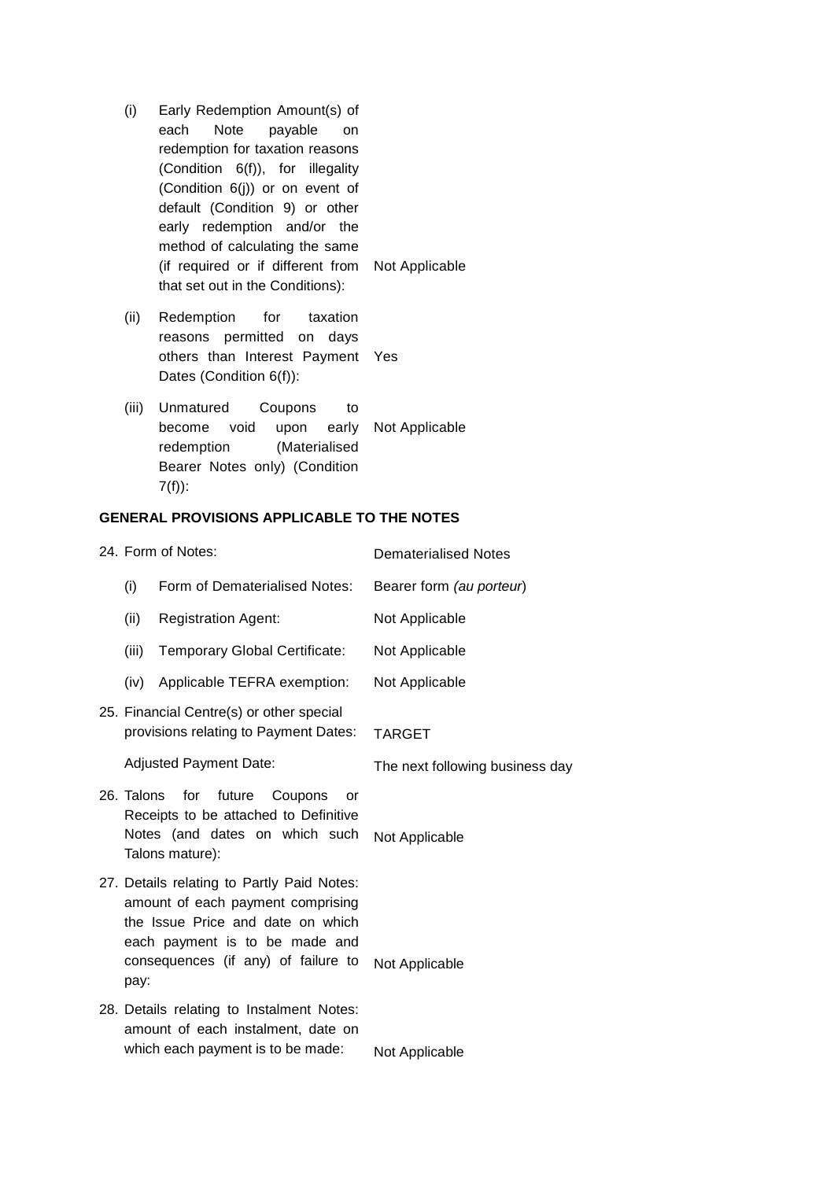| | | |
|---|---|---|
| (i) | Early Redemption Amount(s) of each Note payable on redemption for taxation reasons (Condition 6(f)), for illegality (Condition 6(j)) or on event of default (Condition 9) or other early redemption and/or the method of calculating the same (if required or if different from that set out in the Conditions): | Not Applicable |
| (ii) | Redemption for taxation reasons permitted on days others than Interest Payment Dates (Condition 6(f)): | Yes |
| (iii) | Unmatured Coupons to become void upon early redemption (Materialised Bearer Notes only) (Condition 7(f)): | Not Applicable |

**GENERAL PROVISIONS APPLICABLE TO THE NOTES**

| | | |
|---|---|---|
| 24. | Form of Notes: | Dematerialised Notes |
| (i) | Form of Dematerialised Notes: | Bearer form *(au porteur)* |
| (ii) | Registration Agent: | Not Applicable |
| (iii) | Temporary Global Certificate: | Not Applicable |
| (iv) | Applicable TEFRA exemption: | Not Applicable |
| 25. | Financial Centre(s) or other special provisions relating to Payment Dates: | TARGET |
| | Adjusted Payment Date: | The next following business day |
| 26. | Talons for future Coupons or Receipts to be attached to Definitive Notes (and dates on which such Talons mature): | Not Applicable |
| 27. | Details relating to Partly Paid Notes: amount of each payment comprising the Issue Price and date on which each payment is to be made and consequences (if any) of failure to pay: | Not Applicable |
| 28. | Details relating to Instalment Notes: amount of each instalment, date on which each payment is to be made: | Not Applicable |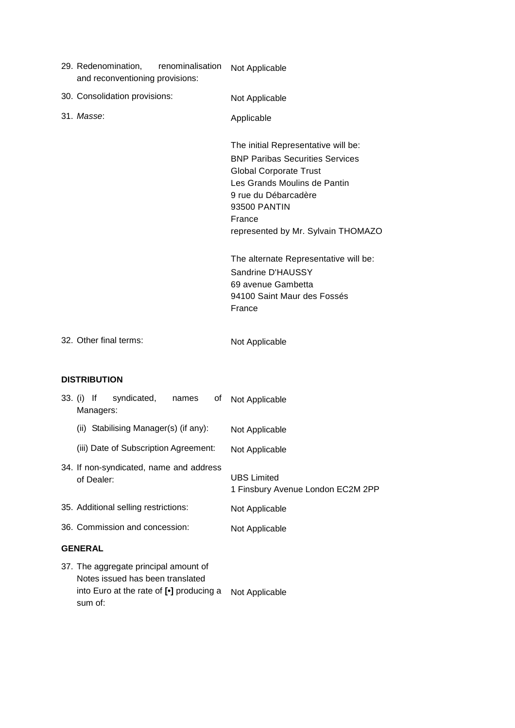| | |
|---|---|
| 29. Redenomination, renominalisation and reconventioning provisions: | Not Applicable |
| 30. Consolidation provisions: | Not Applicable |
| 31. *Masse*: | Applicable<br><br>The initial Representative will be:<br>BNP Paribas Securities Services<br>Global Corporate Trust<br>Les Grands Moulins de Pantin<br>9 rue du Débarcadère<br>93500 PANTIN<br>France<br>represented by Mr. Sylvain THOMAZO<br><br>The alternate Representative will be:<br>Sandrine D'HAUSSY<br>69 avenue Gambetta<br>94100 Saint Maur des Fossés<br>France |
| 32. Other final terms: | Not Applicable |

**DISTRIBUTION**

| | |
|---|---|
| 33. (i) If syndicated, names of Managers: | Not Applicable |
| (ii) Stabilising Manager(s) (if any): | Not Applicable |
| (iii) Date of Subscription Agreement: | Not Applicable |
| 34. If non-syndicated, name and address of Dealer: | UBS Limited<br>1 Finsbury Avenue London EC2M 2PP |
| 35. Additional selling restrictions: | Not Applicable |
| 36. Commission and concession: | Not Applicable |

**GENERAL**

| | |
|---|---|
| 37. The aggregate principal amount of Notes issued has been translated into Euro at the rate of **[•]** producing a sum of: | Not Applicable |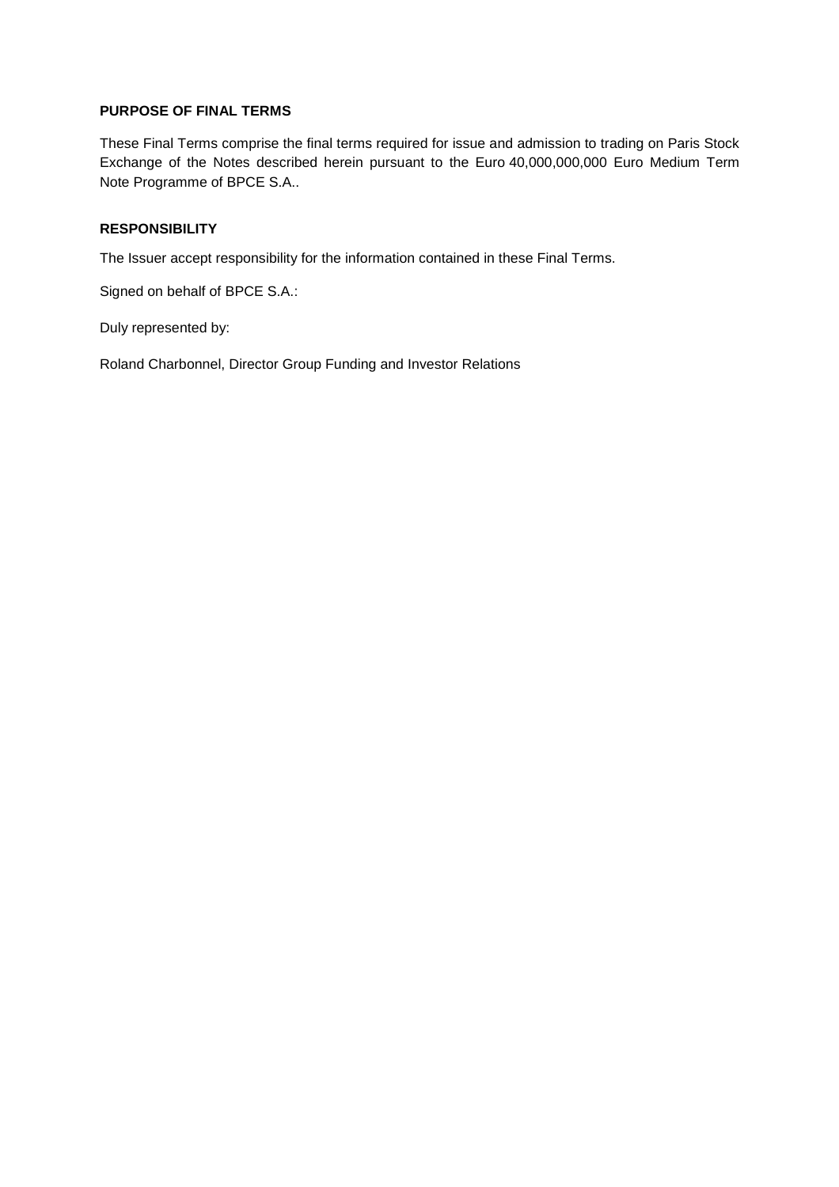**PURPOSE OF FINAL TERMS**

These Final Terms comprise the final terms required for issue and admission to trading on Paris Stock Exchange of the Notes described herein pursuant to the Euro 40,000,000,000 Euro Medium Term Note Programme of BPCE S.A..

**RESPONSIBILITY**

The Issuer accept responsibility for the information contained in these Final Terms.

Signed on behalf of BPCE S.A.:

Duly represented by:

Roland Charbonnel, Director Group Funding and Investor Relations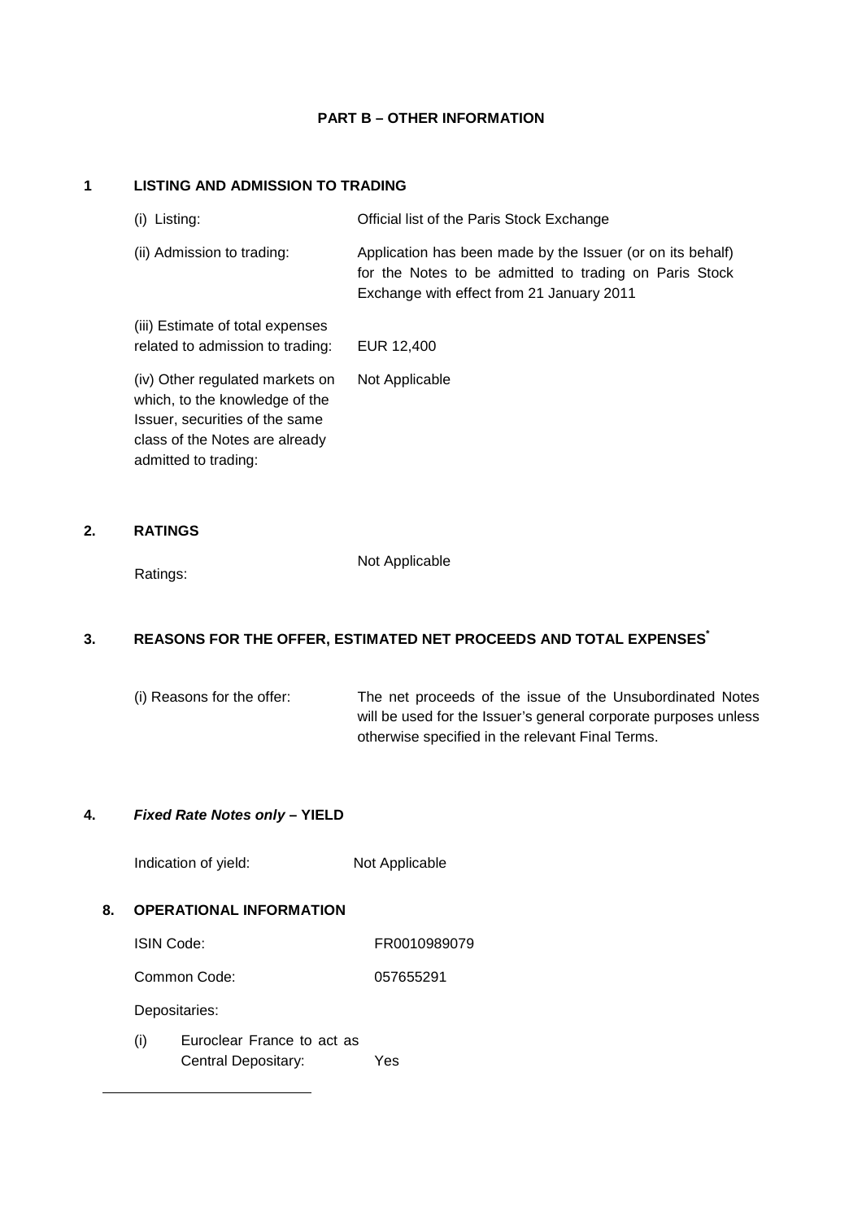## PART B – OTHER INFORMATION

### 1 LISTING AND ADMISSION TO TRADING

| | |
|---|---|
| (i) Listing: | Official list of the Paris Stock Exchange |
| (ii) Admission to trading: | Application has been made by the Issuer (or on its behalf) for the Notes to be admitted to trading on Paris Stock Exchange with effect from 21 January 2011 |
| (iii) Estimate of total expenses related to admission to trading: | EUR 12,400 |
| (iv) Other regulated markets on which, to the knowledge of the Issuer, securities of the same class of the Notes are already admitted to trading: | Not Applicable |

### 2. RATINGS

| | |
|---|---|
| Ratings: | Not Applicable |

### 3. REASONS FOR THE OFFER, ESTIMATED NET PROCEEDS AND TOTAL EXPENSES*

| | |
|---|---|
| (i) Reasons for the offer: | The net proceeds of the issue of the Unsubordinated Notes will be used for the Issuer's general corporate purposes unless otherwise specified in the relevant Final Terms. |

### 4. *Fixed Rate Notes only* – YIELD

| | |
|---|---|
| Indication of yield: | Not Applicable |

### 8. OPERATIONAL INFORMATION

| | |
|---|---|
| ISIN Code: | FR0010989079 |
| Common Code: | 057655291 |
| Depositaries: | |
| (i) Euroclear France to act as Central Depositary: | Yes |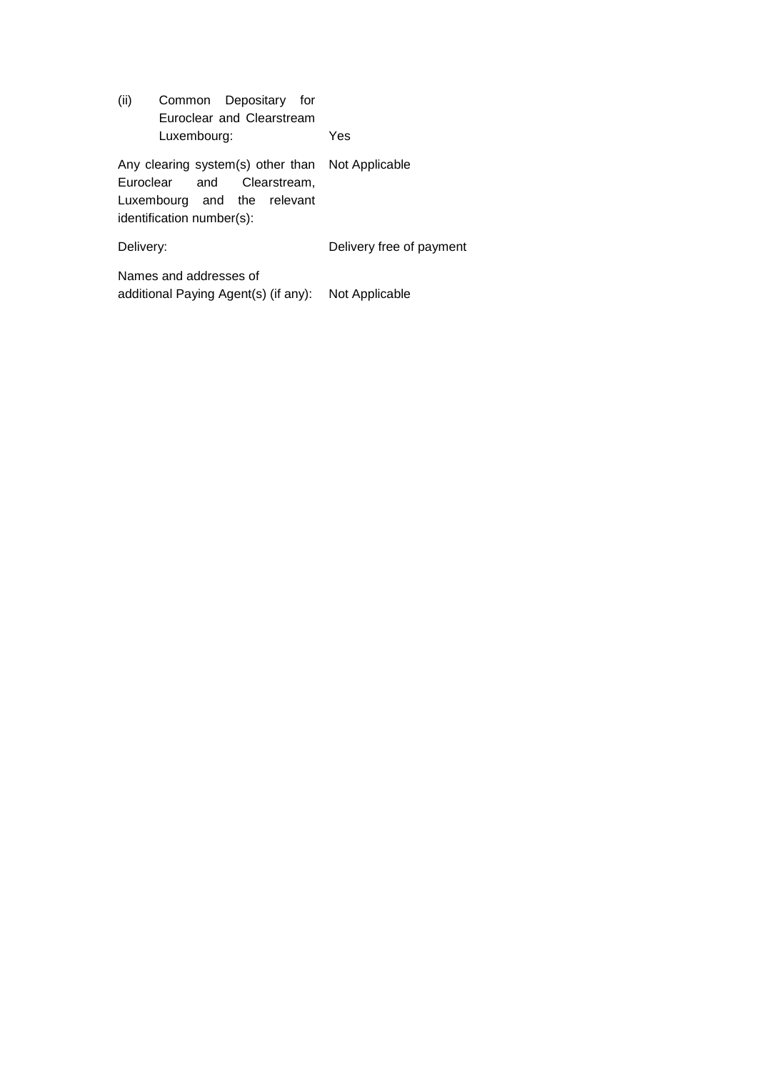| | |
|---|---|
| (ii) Common Depositary for Euroclear and Clearstream Luxembourg: | Yes |
| Any clearing system(s) other than Euroclear and Clearstream, Luxembourg and the relevant identification number(s): | Not Applicable |
| Delivery: | Delivery free of payment |
| Names and addresses of additional Paying Agent(s) (if any): | Not Applicable |